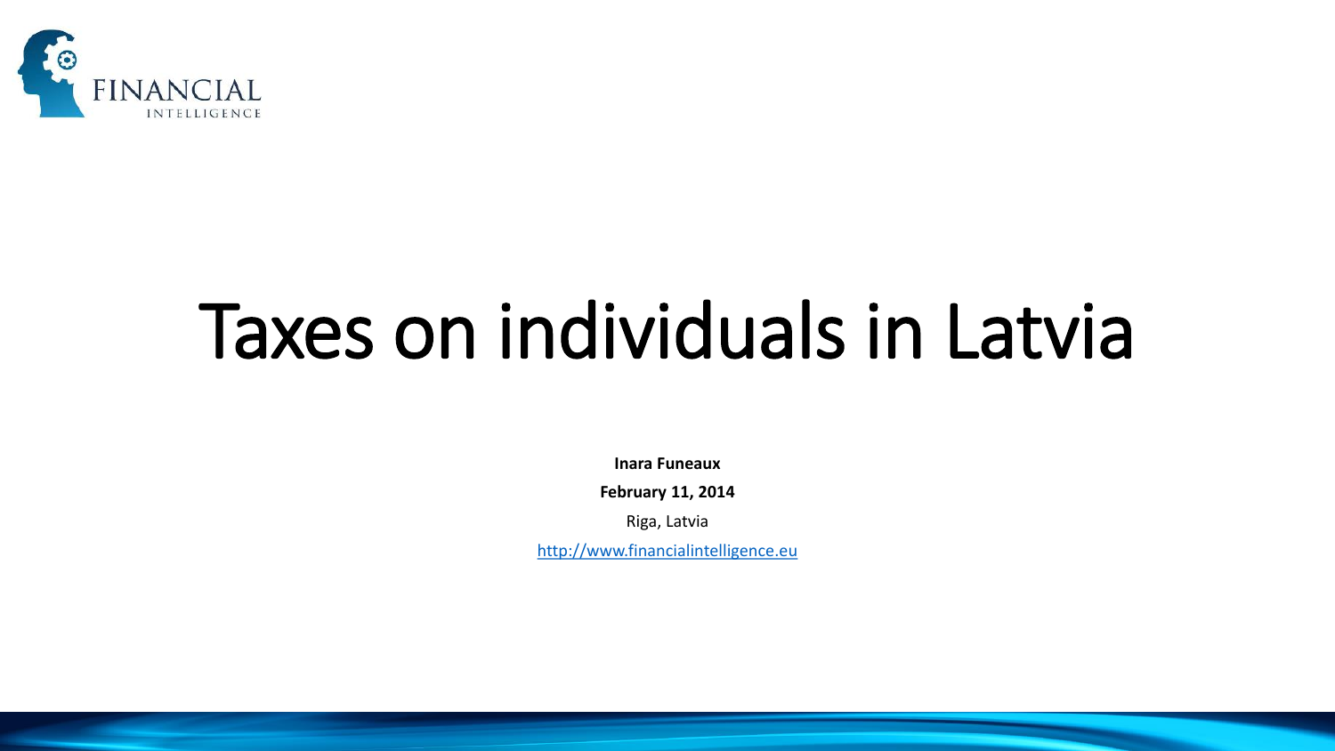# Taxes on individuals in Latvia

**Inara Funeaux**

**February 11, 2014**

Riga, Latvia

http://www.financialintelligence.eu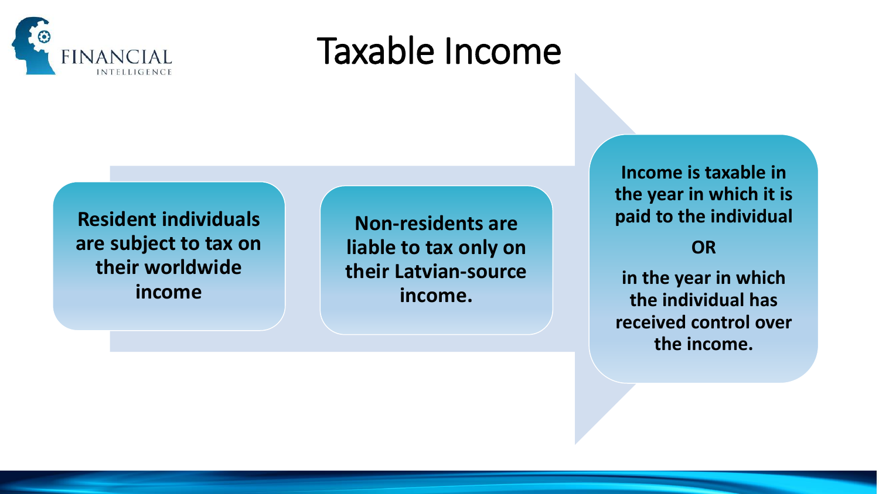# Taxable Income

**Resident individuals are subject to tax on their worldwide income**

**Non-residents are liable to tax only on their Latvian-source income.**

**Income is taxable in the year in which it is paid to the individual**

**OR**

**in the year in which the individual has received control over the income.**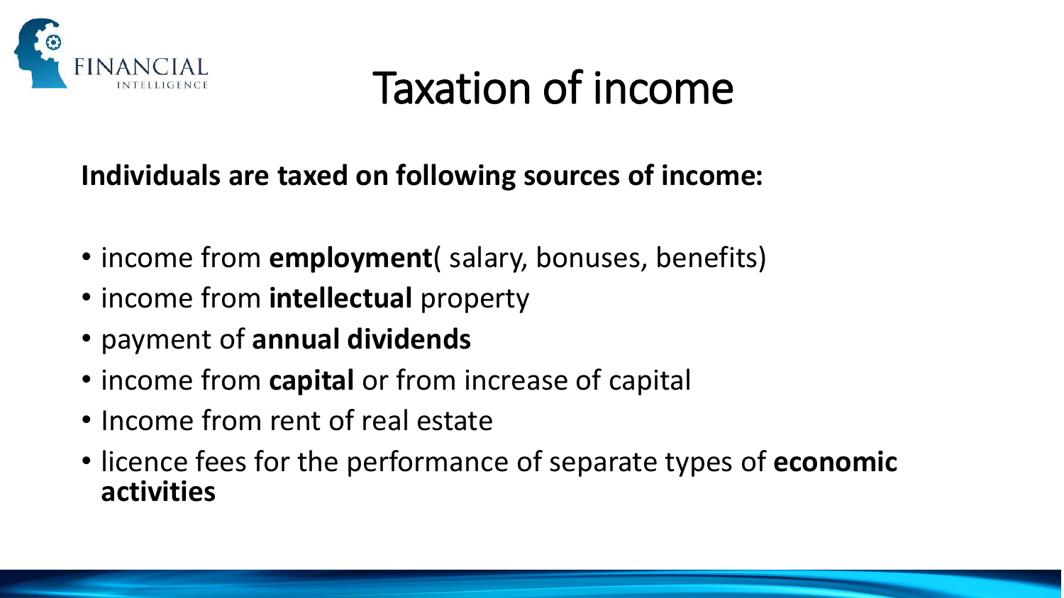# Taxation of income

**Individuals are taxed on following sources of income:**

- income from **employment**( salary, bonuses, benefits)
- income from **intellectual** property
- payment of **annual dividends**
- income from **capital** or from increase of capital
- Income from rent of real estate
- licence fees for the performance of separate types of **economic activities**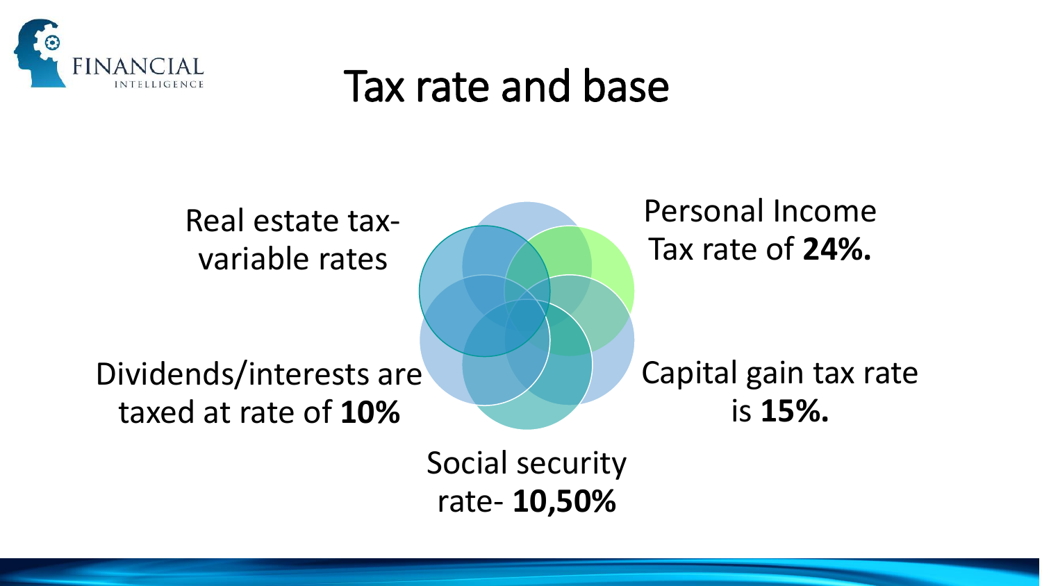# Tax rate and base

Real estate tax- variable rates

Personal Income Tax rate of **24%.**

Dividends/interests are taxed at rate of **10%**

Capital gain tax rate is **15%.**

Social security rate- **10,50%**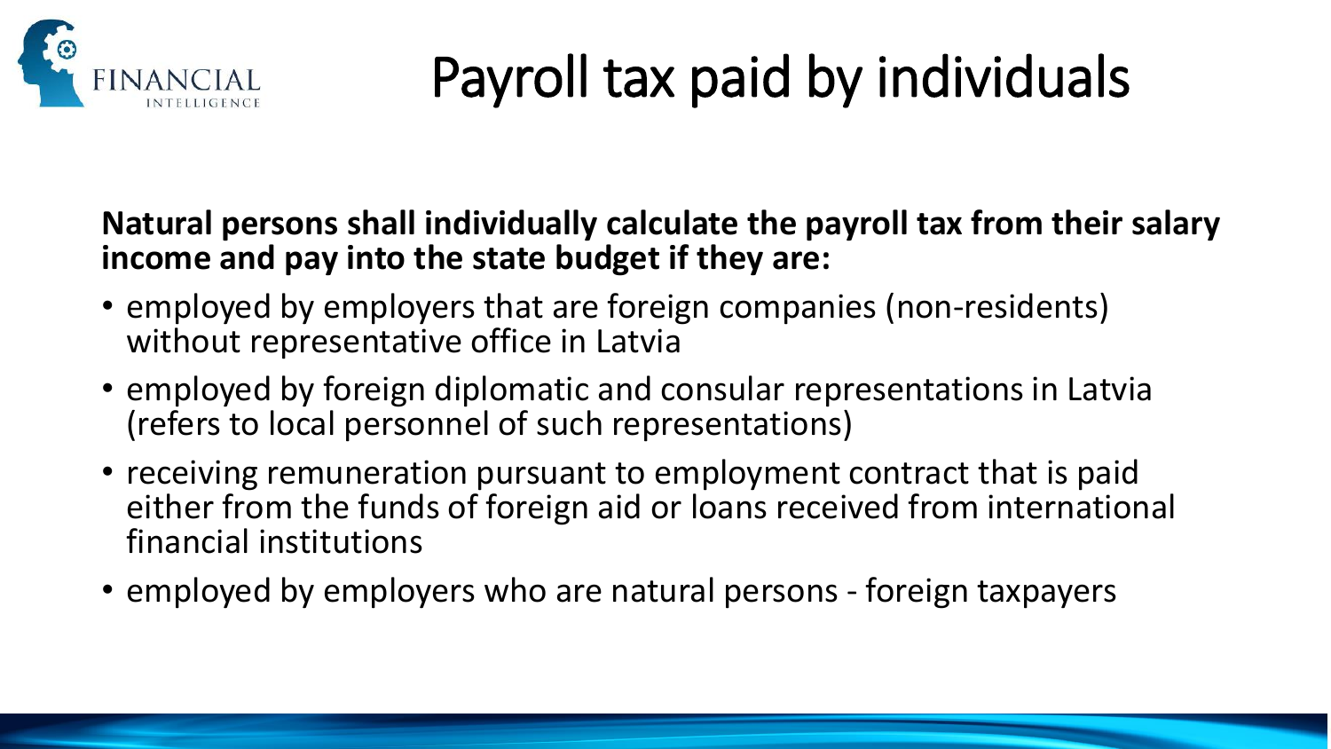# Payroll tax paid by individuals

**Natural persons shall individually calculate the payroll tax from their salary income and pay into the state budget if they are:**

- employed by employers that are foreign companies (non-residents) without representative office in Latvia
- employed by foreign diplomatic and consular representations in Latvia (refers to local personnel of such representations)
- receiving remuneration pursuant to employment contract that is paid either from the funds of foreign aid or loans received from international financial institutions
- employed by employers who are natural persons - foreign taxpayers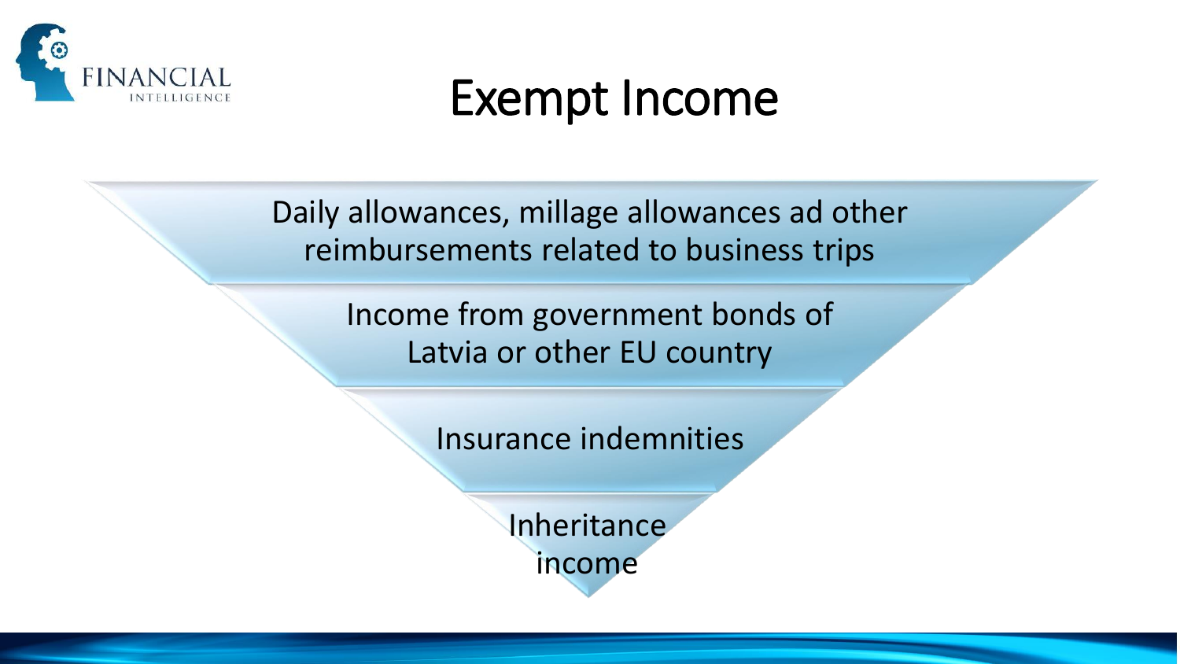# Exempt Income

- Daily allowances, millage allowances ad other reimbursements related to business trips
- Income from government bonds of Latvia or other EU country
- Insurance indemnities
- Inheritance income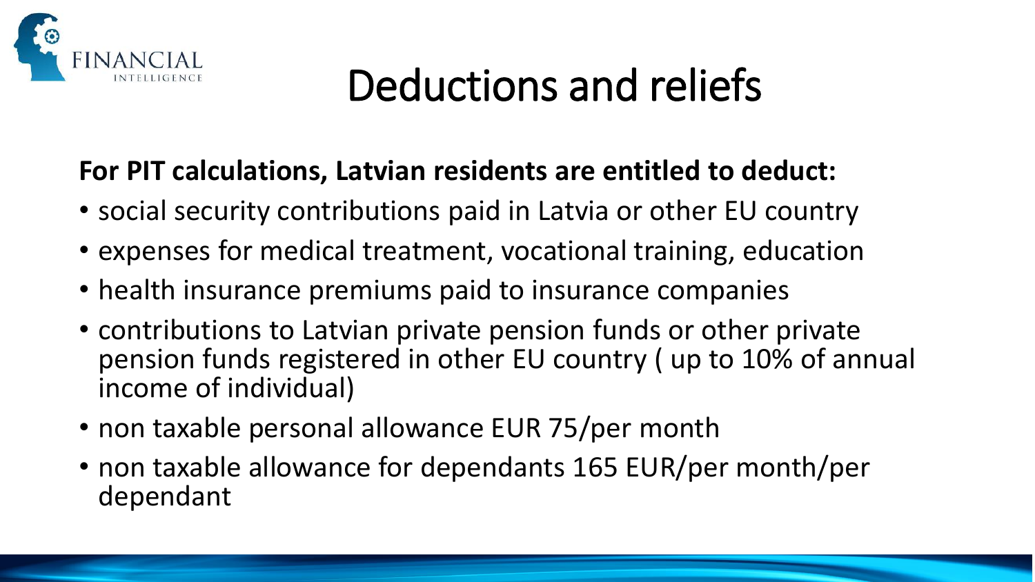# Deductions and reliefs

**For PIT calculations, Latvian residents are entitled to deduct:**

- social security contributions paid in Latvia or other EU country
- expenses for medical treatment, vocational training, education
- health insurance premiums paid to insurance companies
- contributions to Latvian private pension funds or other private pension funds registered in other EU country ( up to 10% of annual income of individual)
- non taxable personal allowance EUR 75/per month
- non taxable allowance for dependants 165 EUR/per month/per dependant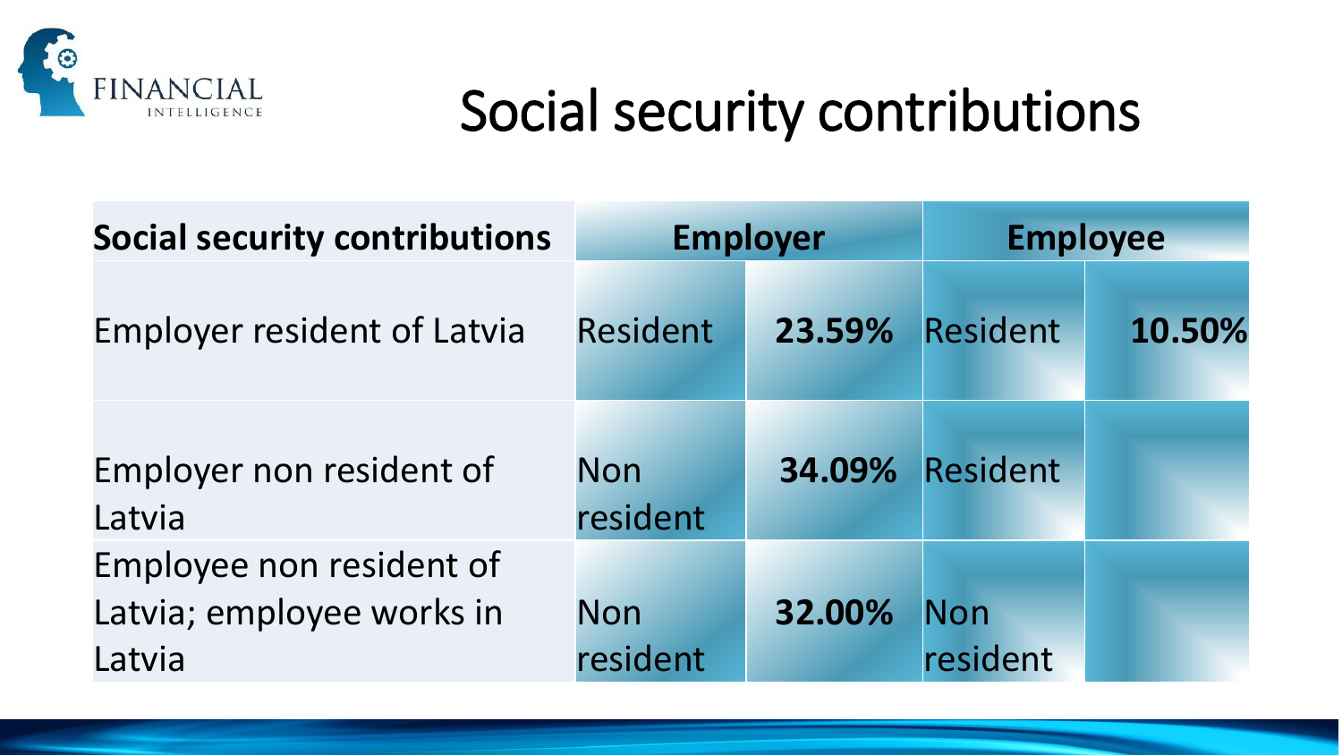# Social security contributions

| Social security contributions | Employer | | Employee | |
|---|---|---|---|---|
| Employer resident of Latvia | Resident | **23.59%** | Resident | **10.50%** |
| Employer non resident of Latvia | Non resident | **34.09%** | Resident | |
| Employee non resident of Latvia; employee works in Latvia | Non resident | **32.00%** | Non resident | |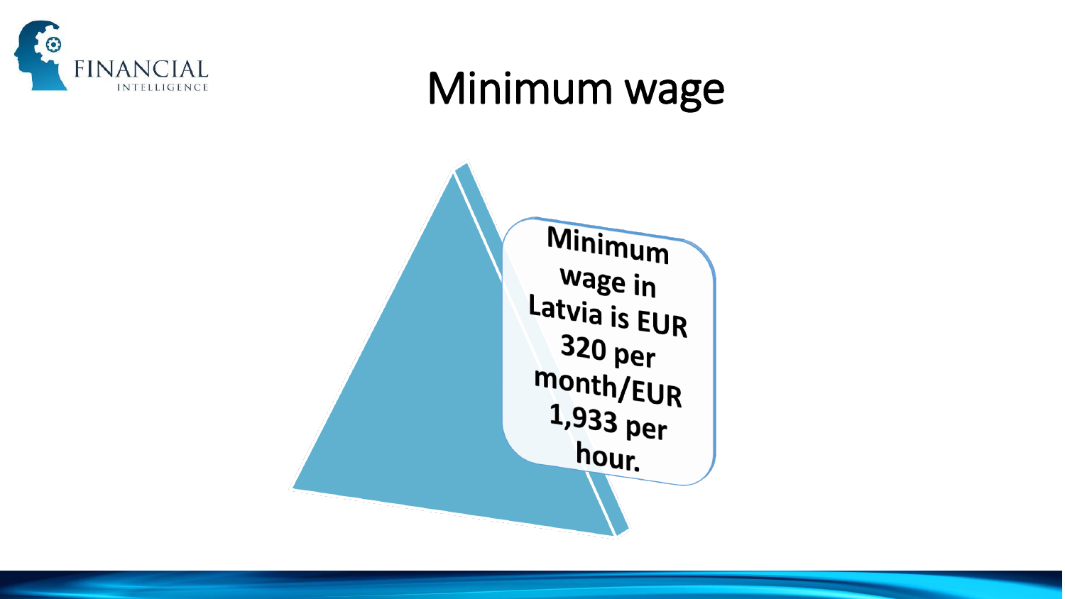# Minimum wage

Minimum wage in Latvia is EUR 320 per month/EUR 1,933 per hour.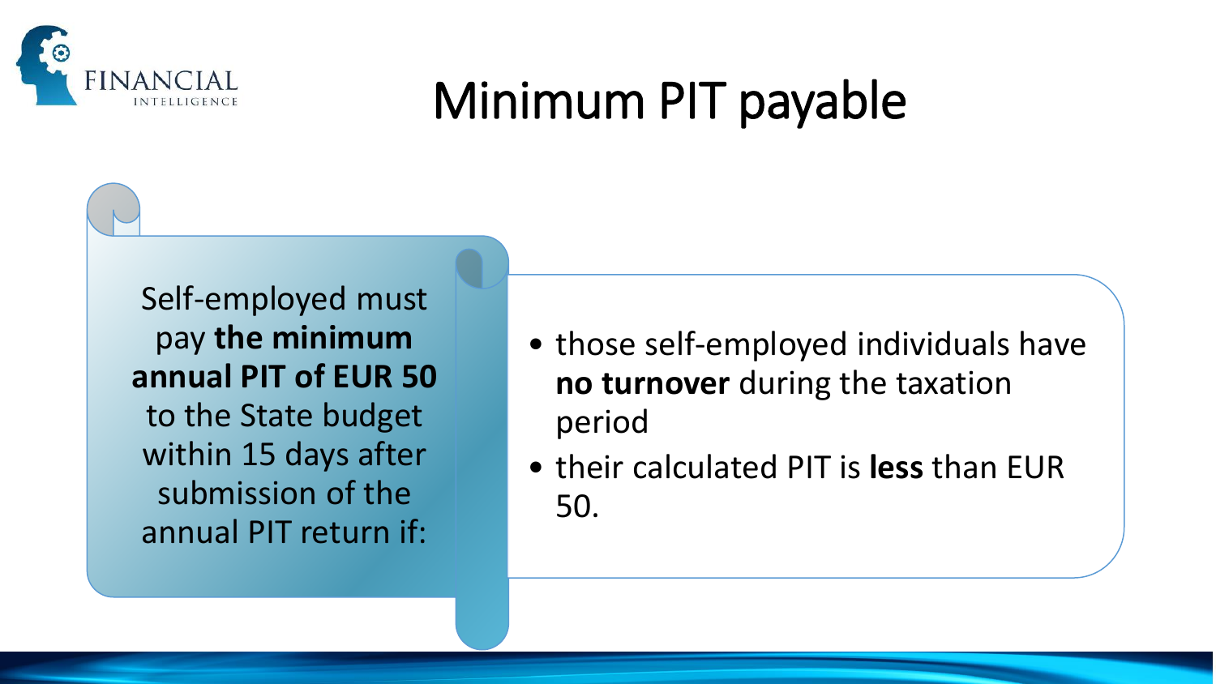# Minimum PIT payable

Self-employed must pay **the minimum annual PIT of EUR 50** to the State budget within 15 days after submission of the annual PIT return if:

- those self-employed individuals have **no turnover** during the taxation period
- their calculated PIT is **less** than EUR 50.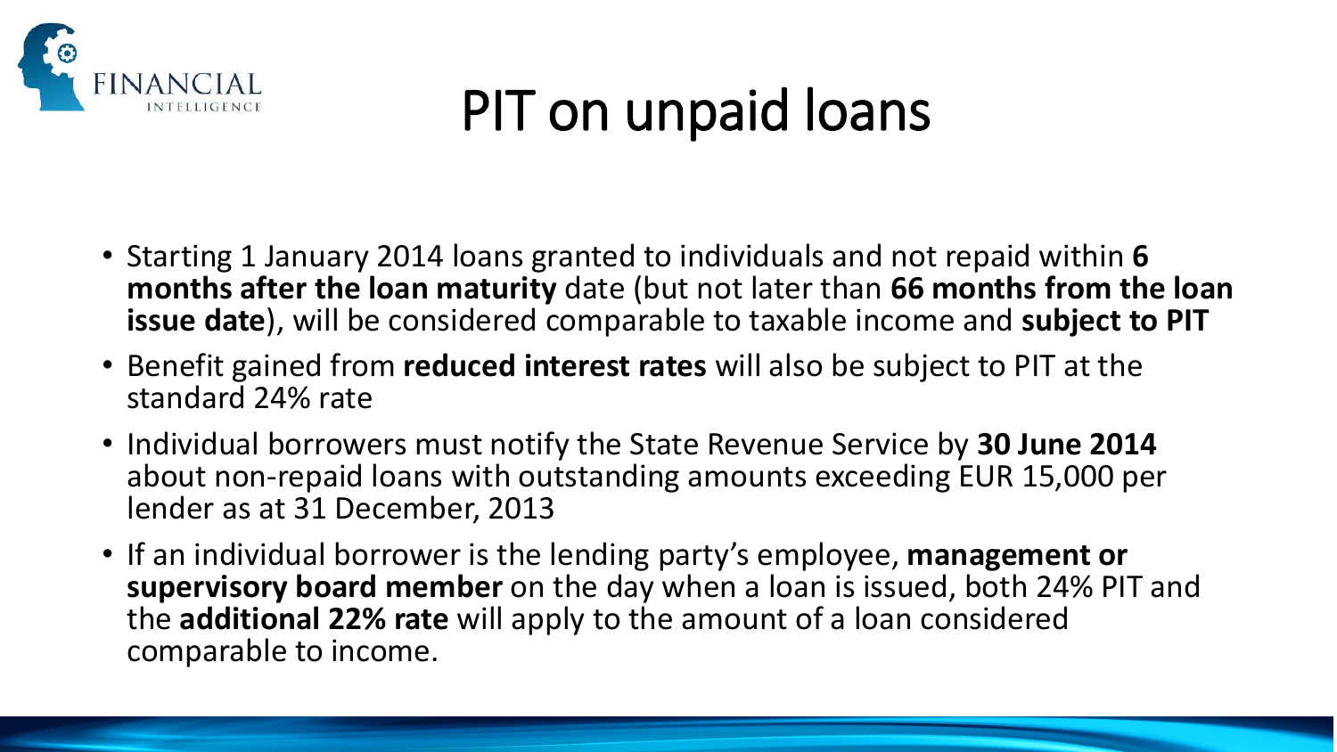# PIT on unpaid loans

- Starting 1 January 2014 loans granted to individuals and not repaid within **6 months after the loan maturity** date (but not later than **66 months from the loan issue date**), will be considered comparable to taxable income and **subject to PIT**
- Benefit gained from **reduced interest rates** will also be subject to PIT at the standard 24% rate
- Individual borrowers must notify the State Revenue Service by **30 June 2014** about non-repaid loans with outstanding amounts exceeding EUR 15,000 per lender as at 31 December, 2013
- If an individual borrower is the lending party's employee, **management or supervisory board member** on the day when a loan is issued, both 24% PIT and the **additional 22% rate** will apply to the amount of a loan considered comparable to income.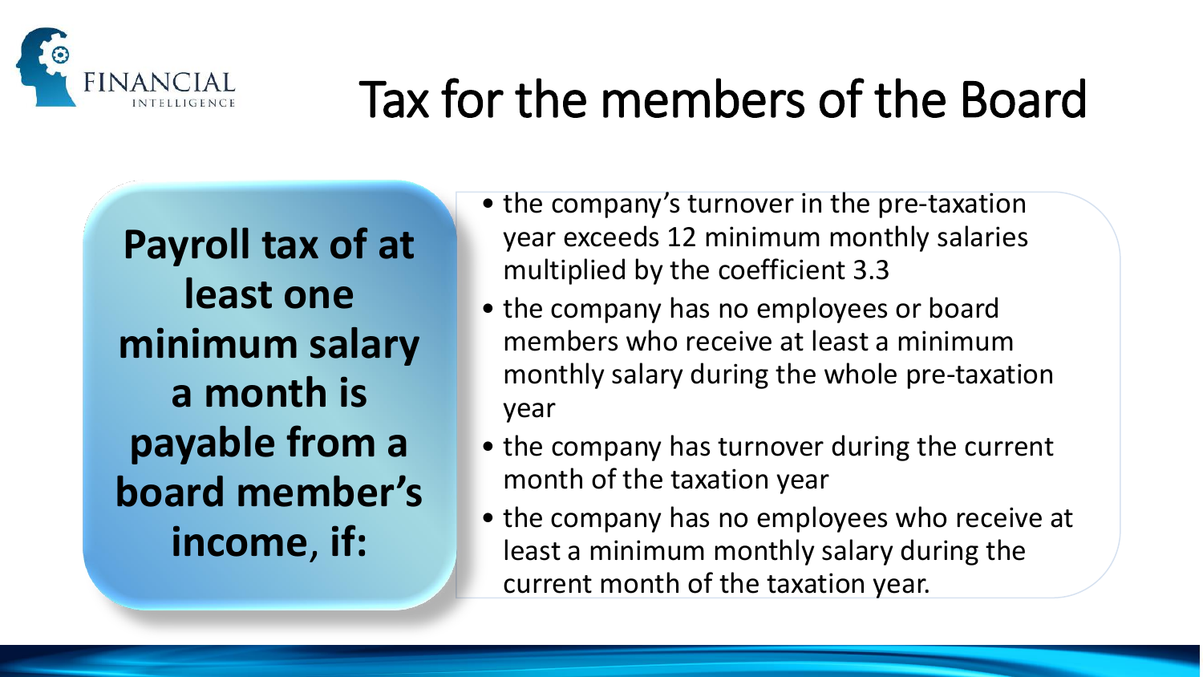# Tax for the members of the Board

**Payroll tax of at least one minimum salary a month is payable from a board member's income, if:**

- the company's turnover in the pre-taxation year exceeds 12 minimum monthly salaries multiplied by the coefficient 3.3
- the company has no employees or board members who receive at least a minimum monthly salary during the whole pre-taxation year
- the company has turnover during the current month of the taxation year
- the company has no employees who receive at least a minimum monthly salary during the current month of the taxation year.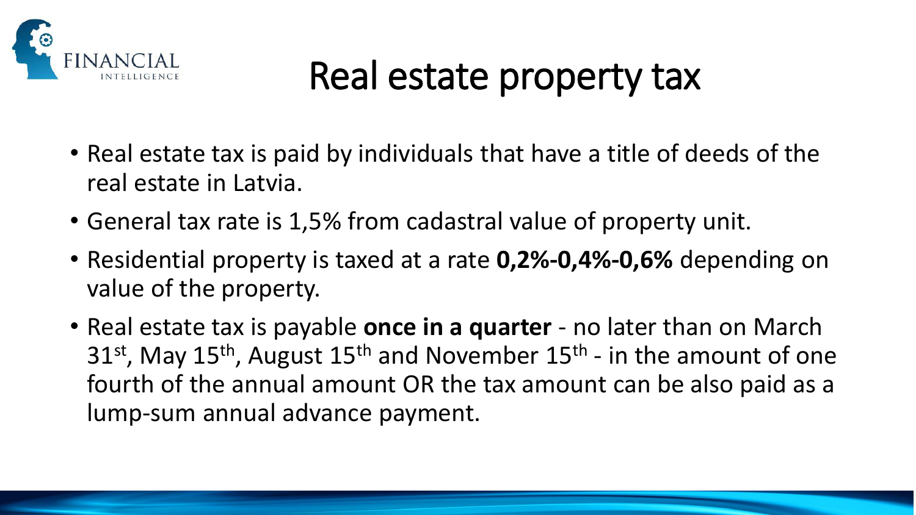# Real estate property tax

- Real estate tax is paid by individuals that have a title of deeds of the real estate in Latvia.
- General tax rate is 1,5% from cadastral value of property unit.
- Residential property is taxed at a rate **0,2%-0,4%-0,6%** depending on value of the property.
- Real estate tax is payable **once in a quarter** - no later than on March 31st, May 15th, August 15th and November 15th - in the amount of one fourth of the annual amount OR the tax amount can be also paid as a lump-sum annual advance payment.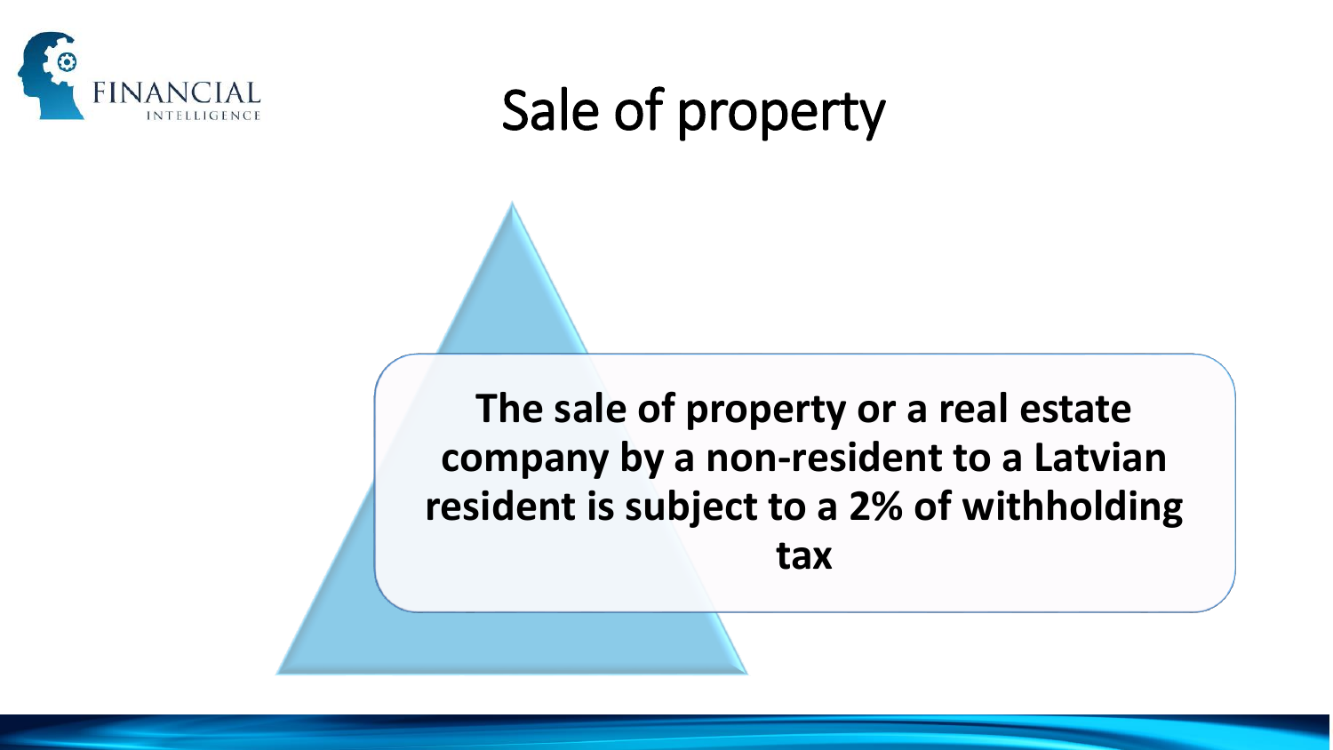# Sale of property

**The sale of property or a real estate company by a non-resident to a Latvian resident is subject to a 2% of withholding tax**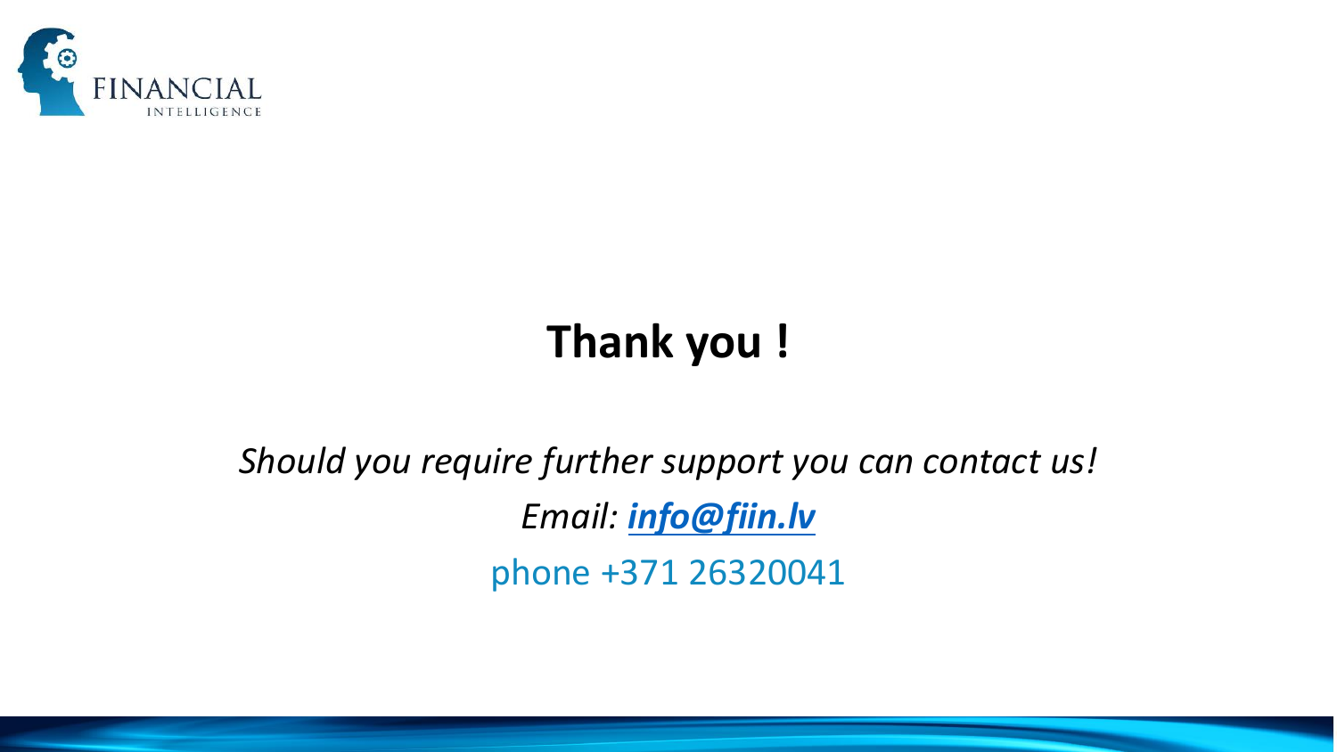# Thank you !

*Should you require further support you can contact us!*

*Email:* ***info@fiin.lv***

phone +371 26320041